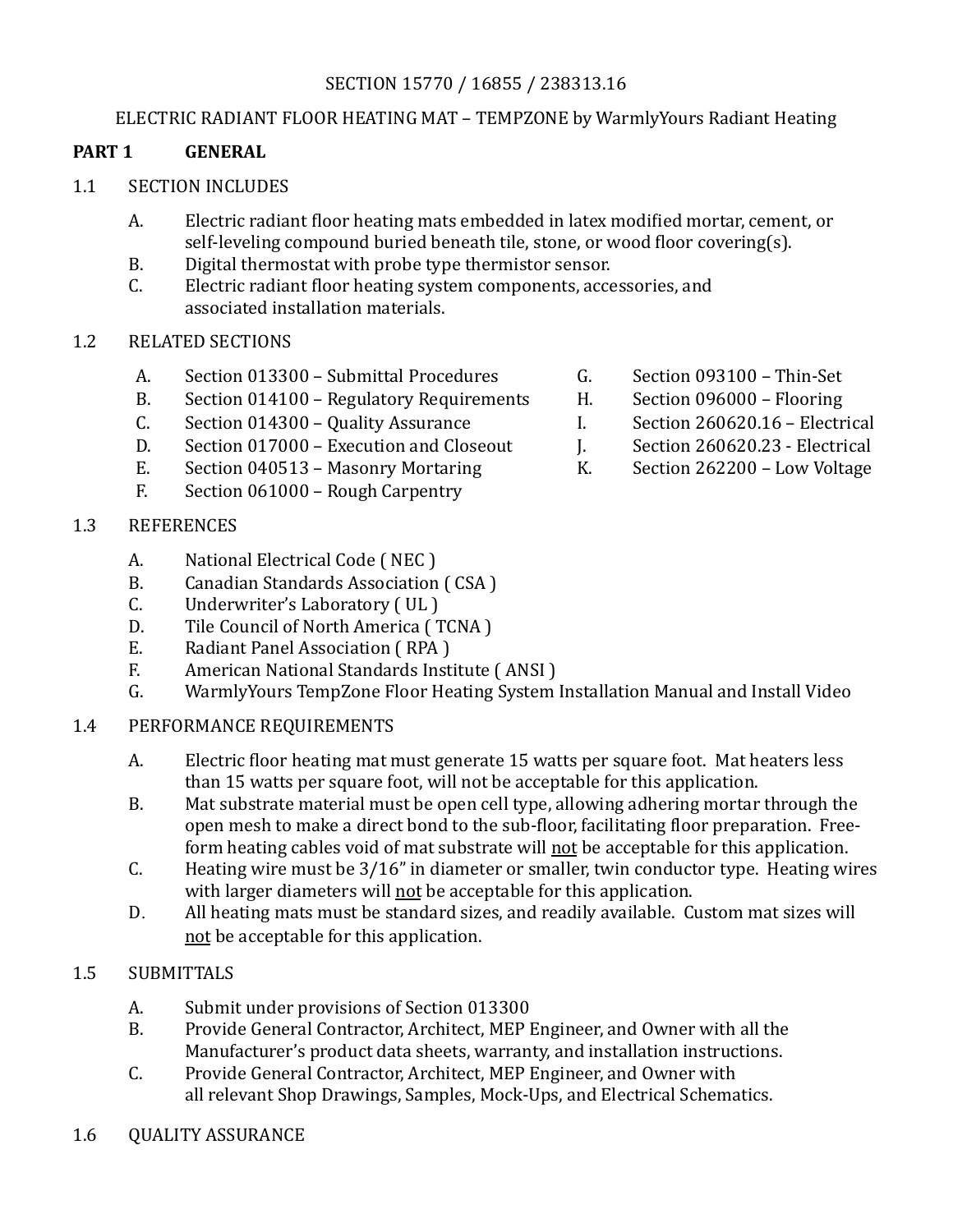SECTION 15770 / 16855 / 238313.16

ELECTRIC RADIANT FLOOR HEATING MAT – TEMPZONE by WarmlyYours Radiant Heating

## PART 1 GENERAL

### 1.1 SECTION INCLUDES

A. Electric radiant floor heating mats embedded in latex modified mortar, cement, or self-leveling compound buried beneath tile, stone, or wood floor covering(s).

B. Digital thermostat with probe type thermistor sensor.

C. Electric radiant floor heating system components, accessories, and associated installation materials.

### 1.2 RELATED SECTIONS

A. Section 013300 – Submittal Procedures

B. Section 014100 – Regulatory Requirements

C. Section 014300 – Quality Assurance

D. Section 017000 – Execution and Closeout

E. Section 040513 – Masonry Mortaring

F. Section 061000 – Rough Carpentry

G. Section 093100 – Thin-Set

H. Section 096000 – Flooring

I. Section 260620.16 – Electrical

J. Section 260620.23 - Electrical

K. Section 262200 – Low Voltage

### 1.3 REFERENCES

A. National Electrical Code ( NEC )

B. Canadian Standards Association ( CSA )

C. Underwriter's Laboratory ( UL )

D. Tile Council of North America ( TCNA )

E. Radiant Panel Association ( RPA )

F. American National Standards Institute ( ANSI )

G. WarmlyYours TempZone Floor Heating System Installation Manual and Install Video

### 1.4 PERFORMANCE REQUIREMENTS

A. Electric floor heating mat must generate 15 watts per square foot. Mat heaters less than 15 watts per square foot, will not be acceptable for this application.

B. Mat substrate material must be open cell type, allowing adhering mortar through the open mesh to make a direct bond to the sub-floor, facilitating floor preparation. Free-form heating cables void of mat substrate will <u>not</u> be acceptable for this application.

C. Heating wire must be 3/16" in diameter or smaller, twin conductor type. Heating wires with larger diameters will <u>not</u> be acceptable for this application.

D. All heating mats must be standard sizes, and readily available. Custom mat sizes will <u>not</u> be acceptable for this application.

### 1.5 SUBMITTALS

A. Submit under provisions of Section 013300

B. Provide General Contractor, Architect, MEP Engineer, and Owner with all the Manufacturer's product data sheets, warranty, and installation instructions.

C. Provide General Contractor, Architect, MEP Engineer, and Owner with all relevant Shop Drawings, Samples, Mock-Ups, and Electrical Schematics.

### 1.6 QUALITY ASSURANCE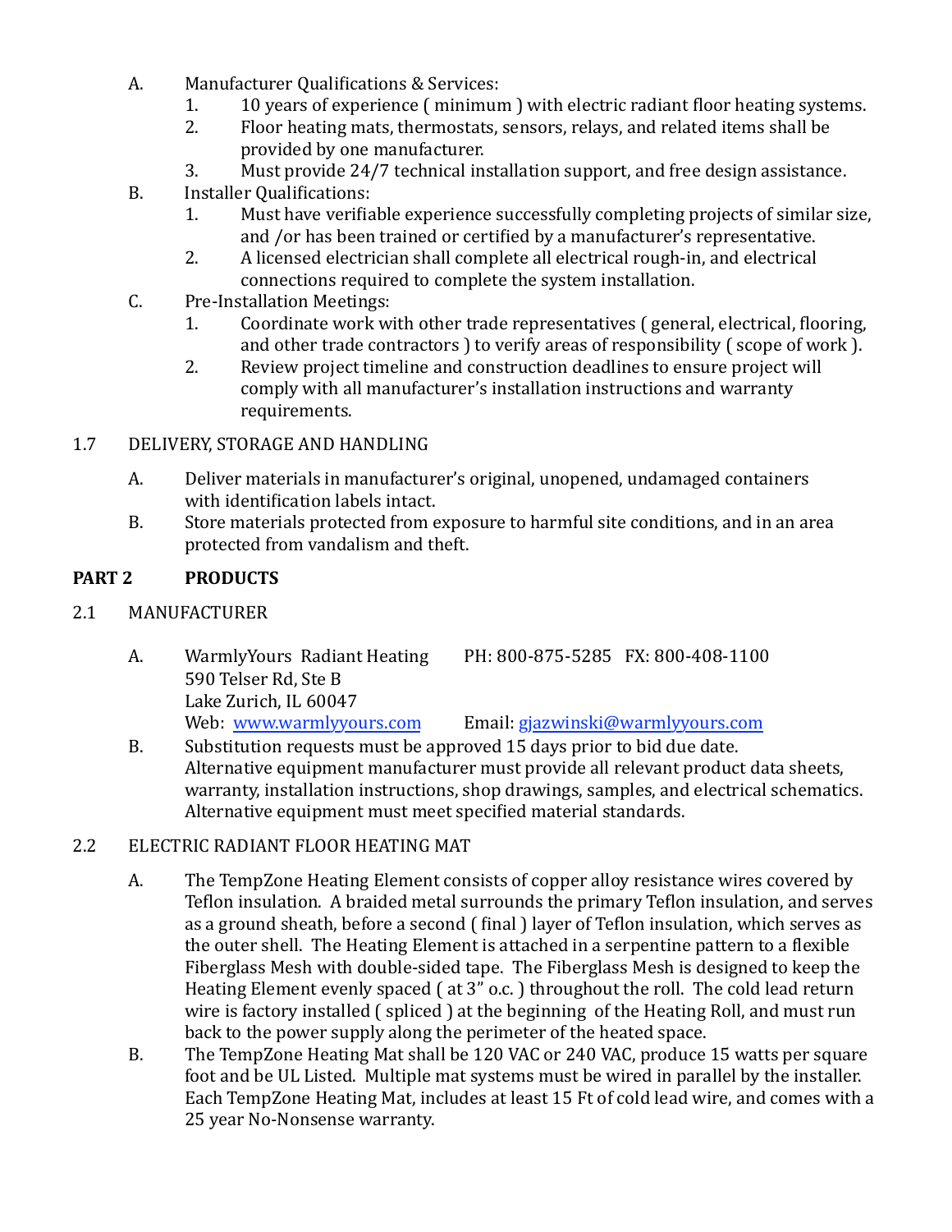A. Manufacturer Qualifications & Services:
   1. 10 years of experience ( minimum ) with electric radiant floor heating systems.
   2. Floor heating mats, thermostats, sensors, relays, and related items shall be provided by one manufacturer.
   3. Must provide 24/7 technical installation support, and free design assistance.

B. Installer Qualifications:
   1. Must have verifiable experience successfully completing projects of similar size, and /or has been trained or certified by a manufacturer's representative.
   2. A licensed electrician shall complete all electrical rough-in, and electrical connections required to complete the system installation.

C. Pre-Installation Meetings:
   1. Coordinate work with other trade representatives ( general, electrical, flooring, and other trade contractors ) to verify areas of responsibility ( scope of work ).
   2. Review project timeline and construction deadlines to ensure project will comply with all manufacturer's installation instructions and warranty requirements.

1.7 DELIVERY, STORAGE AND HANDLING

A. Deliver materials in manufacturer's original, unopened, undamaged containers with identification labels intact.

B. Store materials protected from exposure to harmful site conditions, and in an area protected from vandalism and theft.

## PART 2 PRODUCTS

2.1 MANUFACTURER

A. WarmlyYours Radiant Heating PH: 800-875-5285 FX: 800-408-1100
   590 Telser Rd, Ste B
   Lake Zurich, IL 60047
   Web: www.warmlyyours.com Email: gjazwinski@warmlyyours.com

B. Substitution requests must be approved 15 days prior to bid due date. Alternative equipment manufacturer must provide all relevant product data sheets, warranty, installation instructions, shop drawings, samples, and electrical schematics. Alternative equipment must meet specified material standards.

2.2 ELECTRIC RADIANT FLOOR HEATING MAT

A. The TempZone Heating Element consists of copper alloy resistance wires covered by Teflon insulation. A braided metal surrounds the primary Teflon insulation, and serves as a ground sheath, before a second ( final ) layer of Teflon insulation, which serves as the outer shell. The Heating Element is attached in a serpentine pattern to a flexible Fiberglass Mesh with double-sided tape. The Fiberglass Mesh is designed to keep the Heating Element evenly spaced ( at 3" o.c. ) throughout the roll. The cold lead return wire is factory installed ( spliced ) at the beginning of the Heating Roll, and must run back to the power supply along the perimeter of the heated space.

B. The TempZone Heating Mat shall be 120 VAC or 240 VAC, produce 15 watts per square foot and be UL Listed. Multiple mat systems must be wired in parallel by the installer. Each TempZone Heating Mat, includes at least 15 Ft of cold lead wire, and comes with a 25 year No-Nonsense warranty.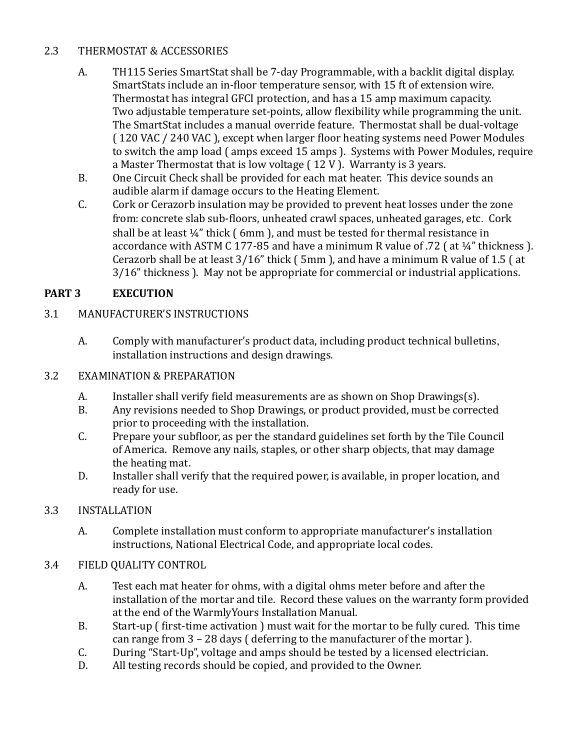2.3 THERMOSTAT & ACCESSORIES

A. TH115 Series SmartStat shall be 7-day Programmable, with a backlit digital display. SmartStats include an in-floor temperature sensor, with 15 ft of extension wire. Thermostat has integral GFCI protection, and has a 15 amp maximum capacity. Two adjustable temperature set-points, allow flexibility while programming the unit. The SmartStat includes a manual override feature. Thermostat shall be dual-voltage ( 120 VAC / 240 VAC ), except when larger floor heating systems need Power Modules to switch the amp load ( amps exceed 15 amps ). Systems with Power Modules, require a Master Thermostat that is low voltage ( 12 V ). Warranty is 3 years.

B. One Circuit Check shall be provided for each mat heater. This device sounds an audible alarm if damage occurs to the Heating Element.

C. Cork or Cerazorb insulation may be provided to prevent heat losses under the zone from: concrete slab sub-floors, unheated crawl spaces, unheated garages, etc. Cork shall be at least ¼" thick ( 6mm ), and must be tested for thermal resistance in accordance with ASTM C 177-85 and have a minimum R value of .72 ( at ¼" thickness ). Cerazorb shall be at least 3/16" thick ( 5mm ), and have a minimum R value of 1.5 ( at 3/16" thickness ). May not be appropriate for commercial or industrial applications.

## PART 3 EXECUTION

3.1 MANUFACTURER'S INSTRUCTIONS

A. Comply with manufacturer's product data, including product technical bulletins, installation instructions and design drawings.

3.2 EXAMINATION & PREPARATION

A. Installer shall verify field measurements are as shown on Shop Drawings(s).

B. Any revisions needed to Shop Drawings, or product provided, must be corrected prior to proceeding with the installation.

C. Prepare your subfloor, as per the standard guidelines set forth by the Tile Council of America. Remove any nails, staples, or other sharp objects, that may damage the heating mat.

D. Installer shall verify that the required power, is available, in proper location, and ready for use.

3.3 INSTALLATION

A. Complete installation must conform to appropriate manufacturer's installation instructions, National Electrical Code, and appropriate local codes.

3.4 FIELD QUALITY CONTROL

A. Test each mat heater for ohms, with a digital ohms meter before and after the installation of the mortar and tile. Record these values on the warranty form provided at the end of the WarmlyYours Installation Manual.

B. Start-up ( first-time activation ) must wait for the mortar to be fully cured. This time can range from 3 – 28 days ( deferring to the manufacturer of the mortar ).

C. During "Start-Up", voltage and amps should be tested by a licensed electrician.

D. All testing records should be copied, and provided to the Owner.